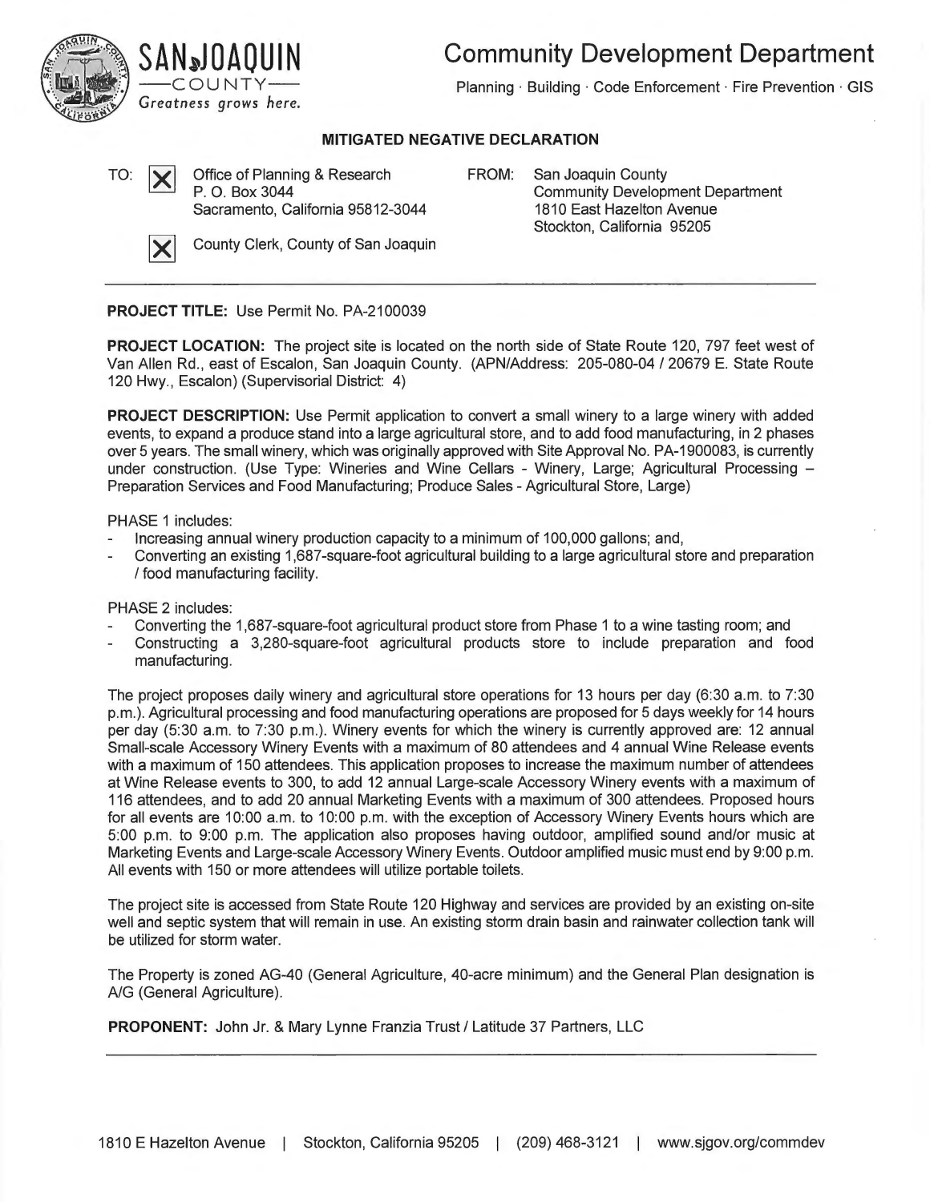**SAN JOAQUIN COUNTY**
*Greatness grows here.*

# Community Development Department

Planning · Building · Code Enforcement · Fire Prevention · GIS

## MITIGATED NEGATIVE DECLARATION

TO: [X] Office of Planning & Research
P. O. Box 3044
Sacramento, California 95812-3044

[X] County Clerk, County of San Joaquin

FROM: San Joaquin County
Community Development Department
1810 East Hazelton Avenue
Stockton, California 95205

---

**PROJECT TITLE:** Use Permit No. PA-2100039

**PROJECT LOCATION:** The project site is located on the north side of State Route 120, 797 feet west of Van Allen Rd., east of Escalon, San Joaquin County. (APN/Address: 205-080-04 / 20679 E. State Route 120 Hwy., Escalon) (Supervisorial District: 4)

**PROJECT DESCRIPTION:** Use Permit application to convert a small winery to a large winery with added events, to expand a produce stand into a large agricultural store, and to add food manufacturing, in 2 phases over 5 years. The small winery, which was originally approved with Site Approval No. PA-1900083, is currently under construction. (Use Type: Wineries and Wine Cellars - Winery, Large; Agricultural Processing – Preparation Services and Food Manufacturing; Produce Sales - Agricultural Store, Large)

PHASE 1 includes:

- Increasing annual winery production capacity to a minimum of 100,000 gallons; and,
- Converting an existing 1,687-square-foot agricultural building to a large agricultural store and preparation / food manufacturing facility.

PHASE 2 includes:

- Converting the 1,687-square-foot agricultural product store from Phase 1 to a wine tasting room; and
- Constructing a 3,280-square-foot agricultural products store to include preparation and food manufacturing.

The project proposes daily winery and agricultural store operations for 13 hours per day (6:30 a.m. to 7:30 p.m.). Agricultural processing and food manufacturing operations are proposed for 5 days weekly for 14 hours per day (5:30 a.m. to 7:30 p.m.). Winery events for which the winery is currently approved are: 12 annual Small-scale Accessory Winery Events with a maximum of 80 attendees and 4 annual Wine Release events with a maximum of 150 attendees. This application proposes to increase the maximum number of attendees at Wine Release events to 300, to add 12 annual Large-scale Accessory Winery events with a maximum of 116 attendees, and to add 20 annual Marketing Events with a maximum of 300 attendees. Proposed hours for all events are 10:00 a.m. to 10:00 p.m. with the exception of Accessory Winery Events hours which are 5:00 p.m. to 9:00 p.m. The application also proposes having outdoor, amplified sound and/or music at Marketing Events and Large-scale Accessory Winery Events. Outdoor amplified music must end by 9:00 p.m. All events with 150 or more attendees will utilize portable toilets.

The project site is accessed from State Route 120 Highway and services are provided by an existing on-site well and septic system that will remain in use. An existing storm drain basin and rainwater collection tank will be utilized for storm water.

The Property is zoned AG-40 (General Agriculture, 40-acre minimum) and the General Plan designation is A/G (General Agriculture).

**PROPONENT:** John Jr. & Mary Lynne Franzia Trust / Latitude 37 Partners, LLC

---

1810 E Hazelton Avenue | Stockton, California 95205 | (209) 468-3121 | www.sjgov.org/commdev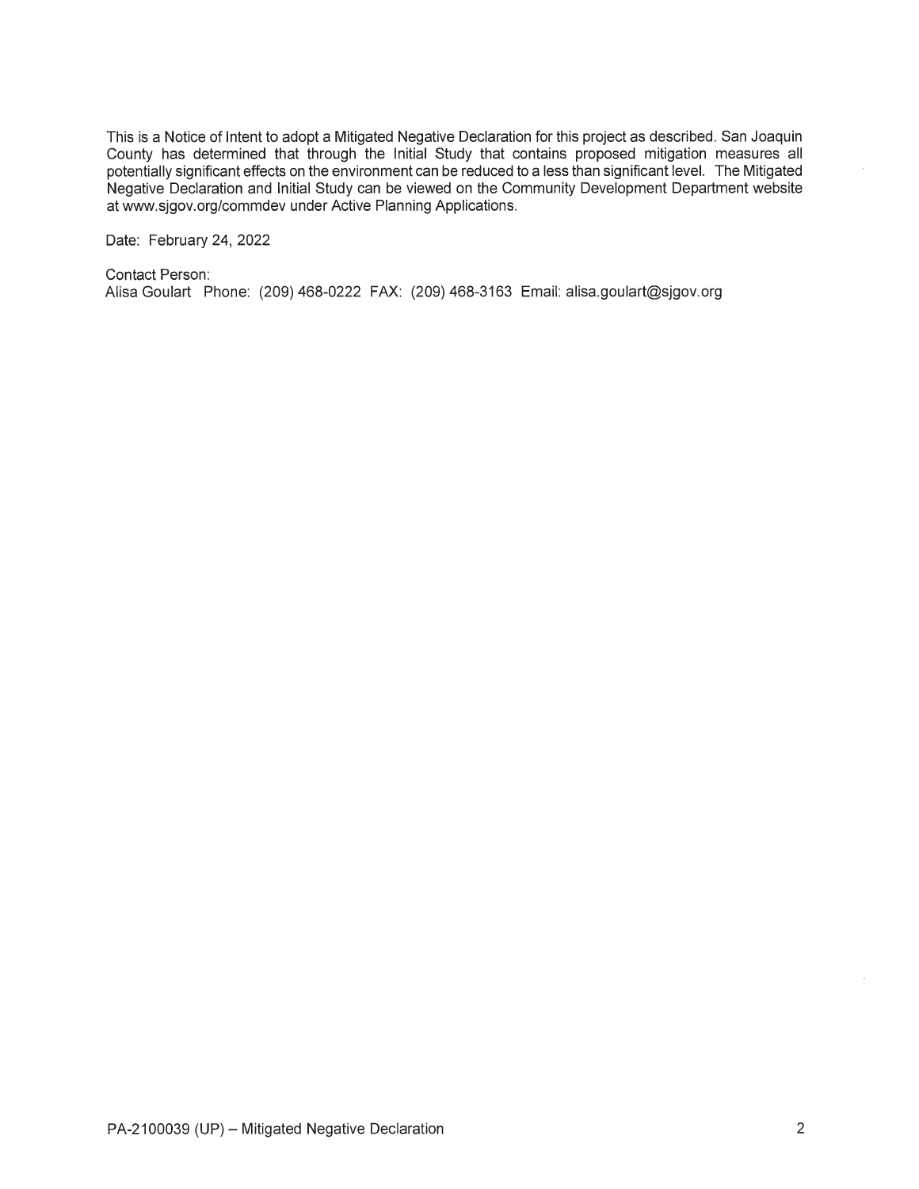This is a Notice of Intent to adopt a Mitigated Negative Declaration for this project as described. San Joaquin County has determined that through the Initial Study that contains proposed mitigation measures all potentially significant effects on the environment can be reduced to a less than significant level. The Mitigated Negative Declaration and Initial Study can be viewed on the Community Development Department website at www.sjgov.org/commdev under Active Planning Applications.

Date: February 24, 2022

Contact Person:
Alisa Goulart Phone: (209) 468-0222 FAX: (209) 468-3163 Email: alisa.goulart@sjgov.org